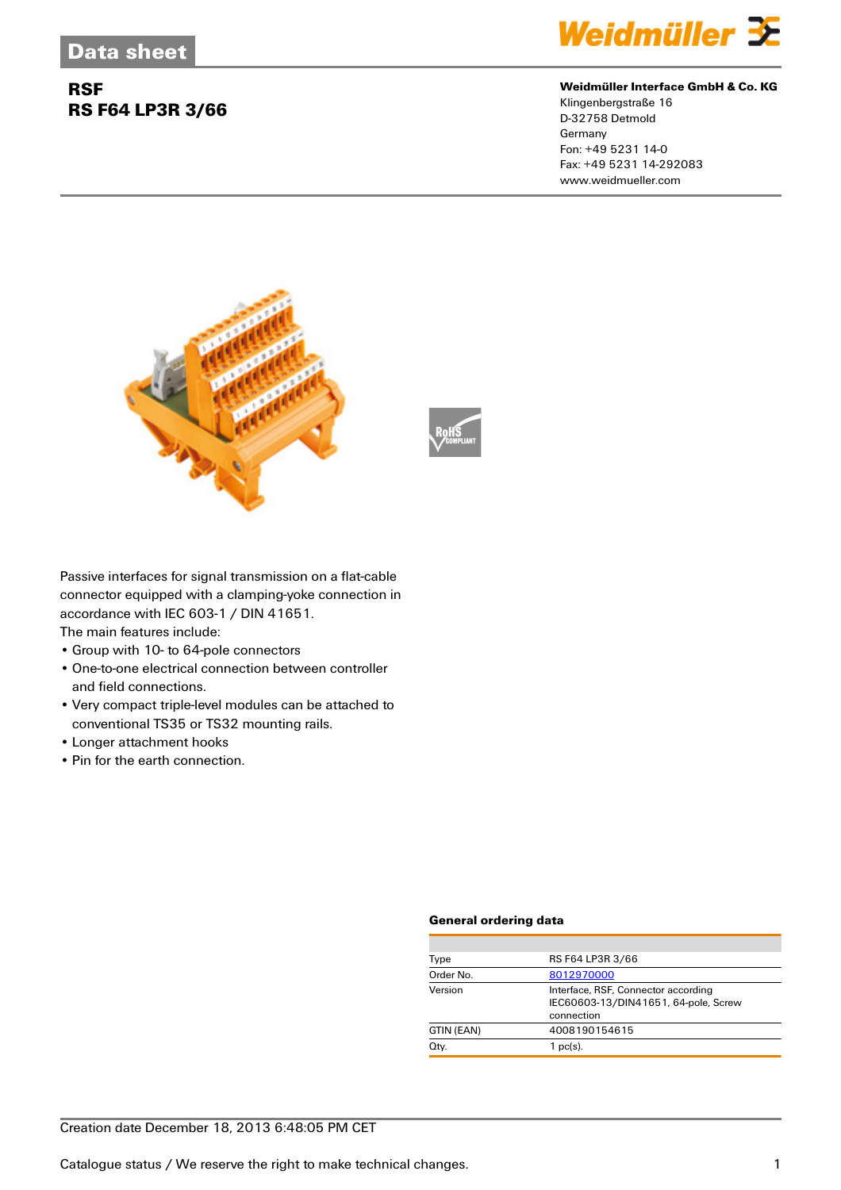# Data sheet

## RSF
## RS F64 LP3R 3/66

**Weidmüller Interface GmbH & Co. KG**
Klingenbergstraße 16
D-32758 Detmold
Germany
Fon: +49 5231 14-0
Fax: +49 5231 14-292083
www.weidmueller.com

Passive interfaces for signal transmission on a flat-cable connector equipped with a clamping-yoke connection in accordance with IEC 603-1 / DIN 41651.
The main features include:

- Group with 10- to 64-pole connectors
- One-to-one electrical connection between controller and field connections.
- Very compact triple-level modules can be attached to conventional TS35 or TS32 mounting rails.
- Longer attachment hooks
- Pin for the earth connection.

### General ordering data

| | |
|---|---|
| Type | RS F64 LP3R 3/66 |
| Order No. | 8012970000 |
| Version | Interface, RSF, Connector according IEC60603-13/DIN41651, 64-pole, Screw connection |
| GTIN (EAN) | 4008190154615 |
| Qty. | 1 pc(s). |

Creation date December 18, 2013 6:48:05 PM CET

Catalogue status / We reserve the right to make technical changes.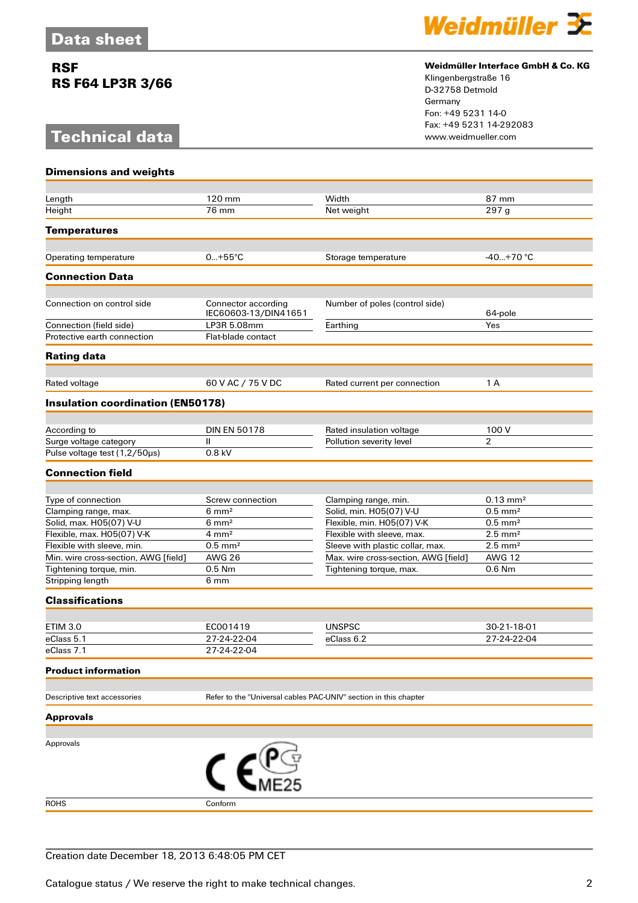# Data sheet

**RSF**
**RS F64 LP3R 3/66**

**Weidmüller Interface GmbH & Co. KG**
Klingenbergstraße 16
D-32758 Detmold
Germany
Fon: +49 5231 14-0
Fax: +49 5231 14-292083
www.weidmueller.com

# Technical data

### Dimensions and weights

| | | | |
|---|---|---|---|
| Length | 120 mm | Width | 87 mm |
| Height | 76 mm | Net weight | 297 g |

### Temperatures

| | | | |
|---|---|---|---|
| Operating temperature | 0...+55°C | Storage temperature | -40...+70 °C |

### Connection Data

| | | | |
|---|---|---|---|
| Connection on control side | Connector according IEC60603-13/DIN41651 | Number of poles (control side) | 64-pole |
| Connection (field side) | LP3R 5.08mm | Earthing | Yes |
| Protective earth connection | Flat-blade contact | | |

### Rating data

| | | | |
|---|---|---|---|
| Rated voltage | 60 V AC / 75 V DC | Rated current per connection | 1 A |

### Insulation coordination (EN50178)

| | | | |
|---|---|---|---|
| According to | DIN EN 50178 | Rated insulation voltage | 100 V |
| Surge voltage category | II | Pollution severity level | 2 |
| Pulse voltage test (1,2/50µs) | 0.8 kV | | |

### Connection field

| | | | |
|---|---|---|---|
| Type of connection | Screw connection | Clamping range, min. | 0.13 mm² |
| Clamping range, max. | 6 mm² | Solid, min. H05(07) V-U | 0.5 mm² |
| Solid, max. H05(07) V-U | 6 mm² | Flexible, min. H05(07) V-K | 0.5 mm² |
| Flexible, max. H05(07) V-K | 4 mm² | Flexible with sleeve, max. | 2.5 mm² |
| Flexible with sleeve, min. | 0.5 mm² | Sleeve with plastic collar, max. | 2.5 mm² |
| Min. wire cross-section, AWG [field] | AWG 26 | Max. wire cross-section, AWG [field] | AWG 12 |
| Tightening torque, min. | 0.5 Nm | Tightening torque, max. | 0.6 Nm |
| Stripping length | 6 mm | | |

### Classifications

| | | | |
|---|---|---|---|
| ETIM 3.0 | EC001419 | UNSPSC | 30-21-18-01 |
| eClass 5.1 | 27-24-22-04 | eClass 6.2 | 27-24-22-04 |
| eClass 7.1 | 27-24-22-04 | | |

### Product information

| | |
|---|---|
| Descriptive text accessories | Refer to the "Universal cables PAC-UNIV" section in this chapter |

### Approvals

| | |
|---|---|
| Approvals | CE, PCT ME25 |
| ROHS | Conform |

Creation date December 18, 2013 6:48:05 PM CET

Catalogue status / We reserve the right to make technical changes.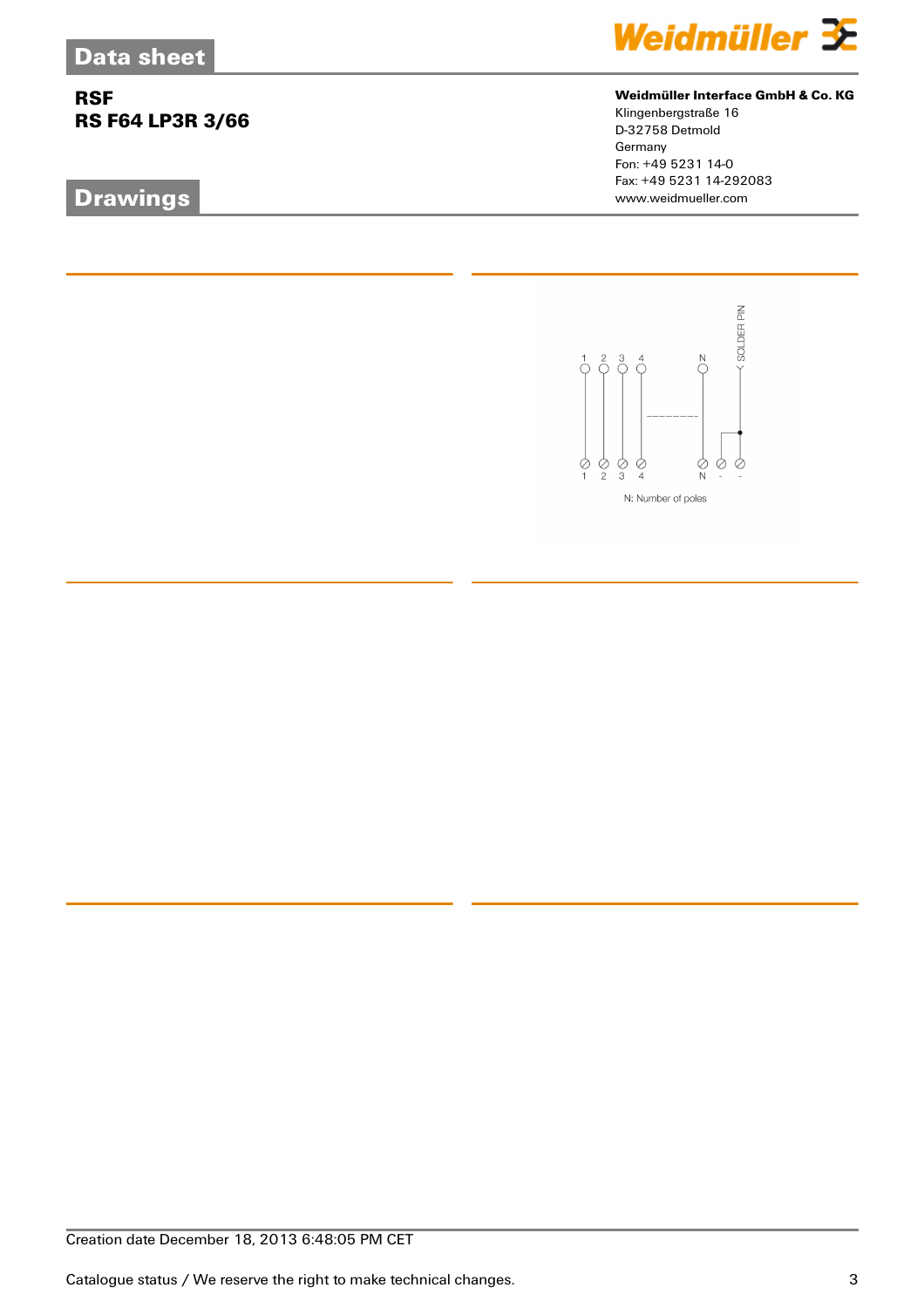# Data sheet

**RSF**
**RS F64 LP3R 3/66**

**Weidmüller Interface GmbH & Co. KG**
Klingenbergstraße 16
D-32758 Detmold
Germany
Fon: +49 5231 14-0
Fax: +49 5231 14-292083
www.weidmueller.com

## Drawings

SOLDER PIN

1 2 3 4 N

1 2 3 4 N - -

N: Number of poles

Creation date December 18, 2013 6:48:05 PM CET

Catalogue status / We reserve the right to make technical changes.